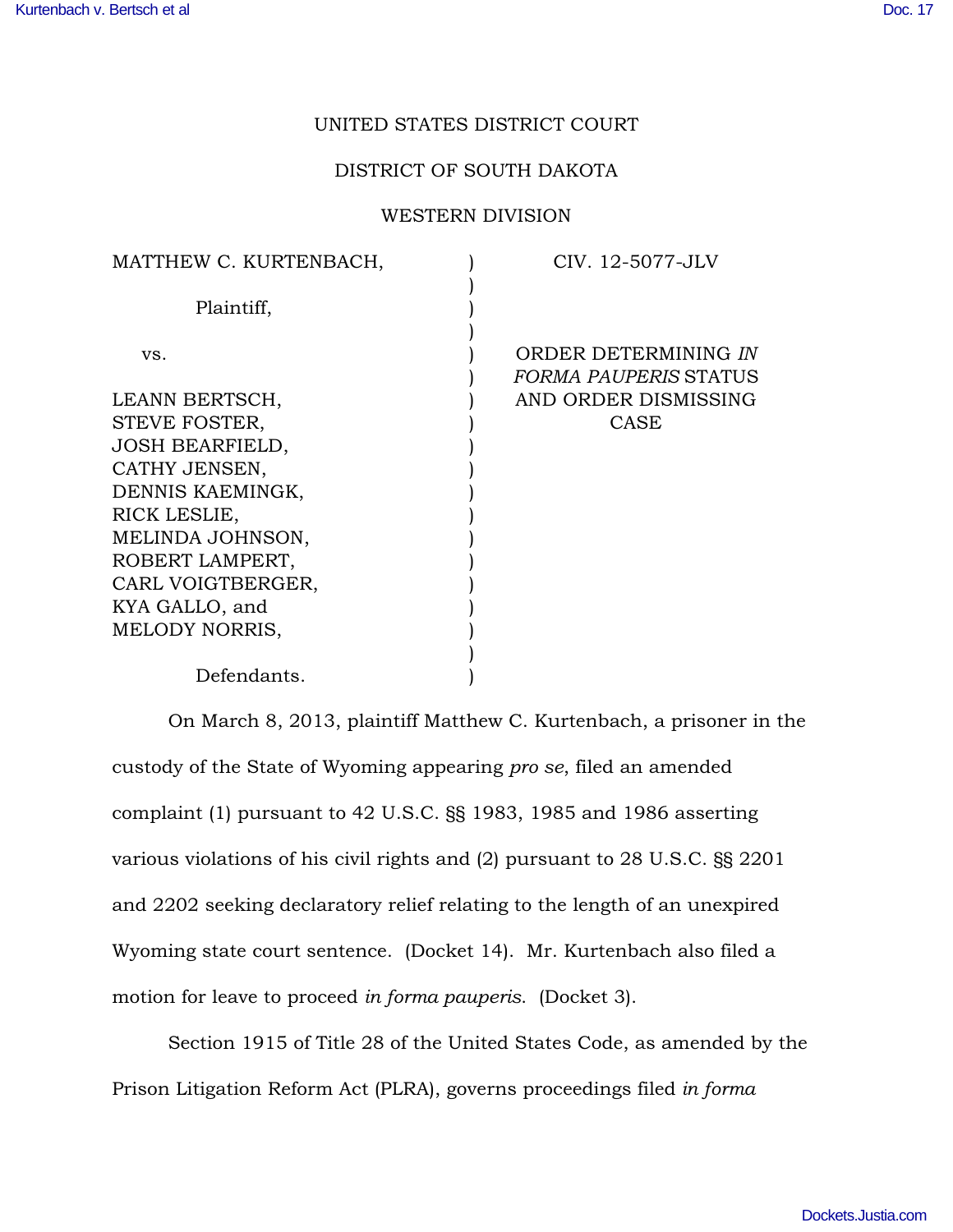UNITED STATES DISTRICT COURT

DISTRICT OF SOUTH DAKOTA

WESTERN DIVISION

| | | |
|---|---|---|
| MATTHEW C. KURTENBACH,<br><br>Plaintiff,<br><br>vs.<br><br>LEANN BERTSCH,<br>STEVE FOSTER,<br>JOSH BEARFIELD,<br>CATHY JENSEN,<br>DENNIS KAEMINGK,<br>RICK LESLIE,<br>MELINDA JOHNSON,<br>ROBERT LAMPERT,<br>CARL VOIGTBERGER,<br>KYA GALLO, and<br>MELODY NORRIS,<br><br>Defendants. | ) | CIV. 12-5077-JLV<br><br>ORDER DETERMINING *IN FORMA PAUPERIS* STATUS AND ORDER DISMISSING CASE |

On March 8, 2013, plaintiff Matthew C. Kurtenbach, a prisoner in the custody of the State of Wyoming appearing *pro se*, filed an amended complaint (1) pursuant to 42 U.S.C. §§ 1983, 1985 and 1986 asserting various violations of his civil rights and (2) pursuant to 28 U.S.C. §§ 2201 and 2202 seeking declaratory relief relating to the length of an unexpired Wyoming state court sentence. (Docket 14). Mr. Kurtenbach also filed a motion for leave to proceed *in forma pauperis*. (Docket 3).

Section 1915 of Title 28 of the United States Code, as amended by the Prison Litigation Reform Act (PLRA), governs proceedings filed *in forma*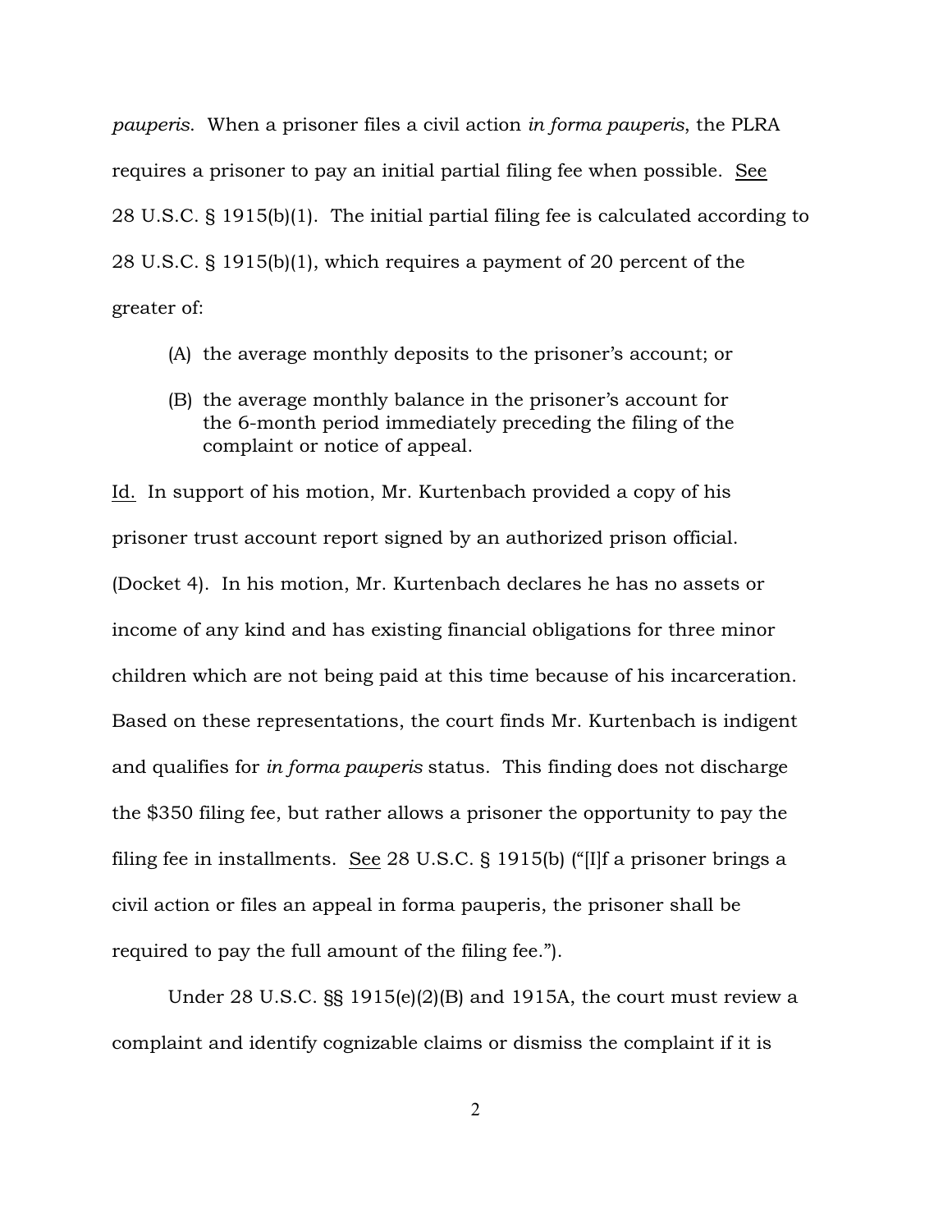*pauperis*. When a prisoner files a civil action *in forma pauperis*, the PLRA requires a prisoner to pay an initial partial filing fee when possible. See 28 U.S.C. § 1915(b)(1). The initial partial filing fee is calculated according to 28 U.S.C. § 1915(b)(1), which requires a payment of 20 percent of the greater of:

> (A) the average monthly deposits to the prisoner's account; or
>
> (B) the average monthly balance in the prisoner's account for the 6-month period immediately preceding the filing of the complaint or notice of appeal.

Id. In support of his motion, Mr. Kurtenbach provided a copy of his prisoner trust account report signed by an authorized prison official. (Docket 4). In his motion, Mr. Kurtenbach declares he has no assets or income of any kind and has existing financial obligations for three minor children which are not being paid at this time because of his incarceration. Based on these representations, the court finds Mr. Kurtenbach is indigent and qualifies for *in forma pauperis* status. This finding does not discharge the $350 filing fee, but rather allows a prisoner the opportunity to pay the filing fee in installments. See 28 U.S.C. § 1915(b) ("[I]f a prisoner brings a civil action or files an appeal in forma pauperis, the prisoner shall be required to pay the full amount of the filing fee.").

Under 28 U.S.C. §§ 1915(e)(2)(B) and 1915A, the court must review a complaint and identify cognizable claims or dismiss the complaint if it is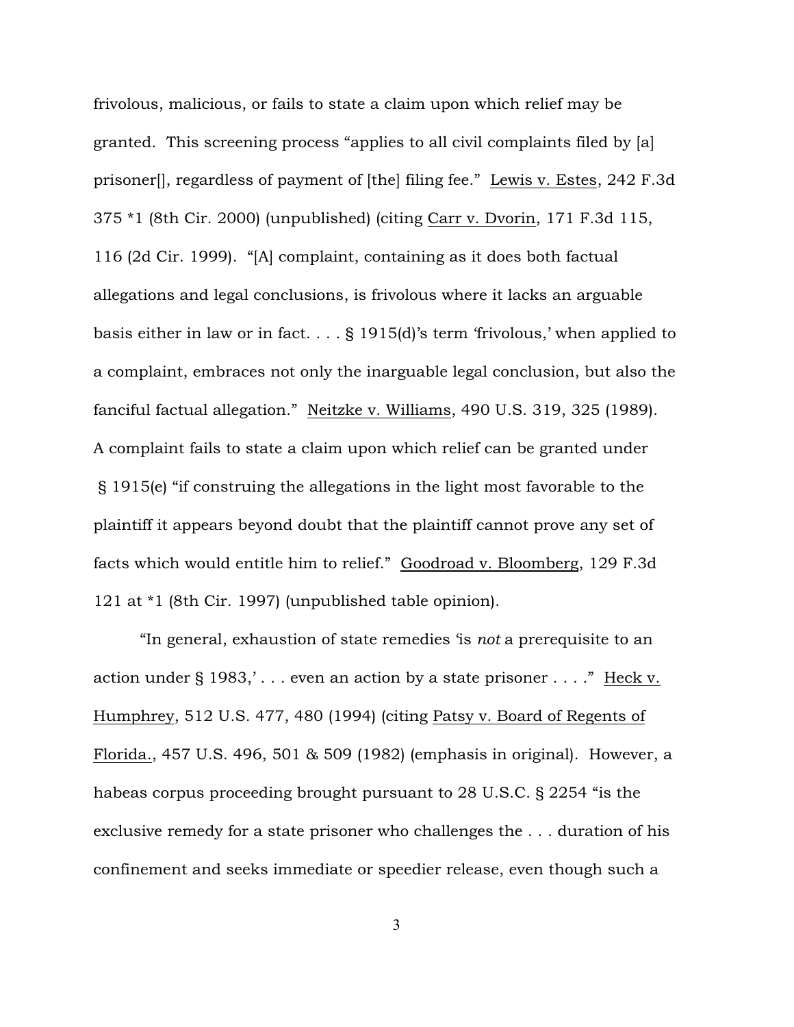frivolous, malicious, or fails to state a claim upon which relief may be granted. This screening process "applies to all civil complaints filed by [a] prisoner[], regardless of payment of [the] filing fee." Lewis v. Estes, 242 F.3d 375 *1 (8th Cir. 2000) (unpublished) (citing Carr v. Dvorin, 171 F.3d 115, 116 (2d Cir. 1999). "[A] complaint, containing as it does both factual allegations and legal conclusions, is frivolous where it lacks an arguable basis either in law or in fact. . . . § 1915(d)'s term 'frivolous,' when applied to a complaint, embraces not only the inarguable legal conclusion, but also the fanciful factual allegation." Neitzke v. Williams, 490 U.S. 319, 325 (1989). A complaint fails to state a claim upon which relief can be granted under § 1915(e) "if construing the allegations in the light most favorable to the plaintiff it appears beyond doubt that the plaintiff cannot prove any set of facts which would entitle him to relief." Goodroad v. Bloomberg, 129 F.3d 121 at *1 (8th Cir. 1997) (unpublished table opinion).

"In general, exhaustion of state remedies 'is *not* a prerequisite to an action under § 1983,' . . . even an action by a state prisoner . . . ." Heck v. Humphrey, 512 U.S. 477, 480 (1994) (citing Patsy v. Board of Regents of Florida., 457 U.S. 496, 501 & 509 (1982) (emphasis in original). However, a habeas corpus proceeding brought pursuant to 28 U.S.C. § 2254 "is the exclusive remedy for a state prisoner who challenges the . . . duration of his confinement and seeks immediate or speedier release, even though such a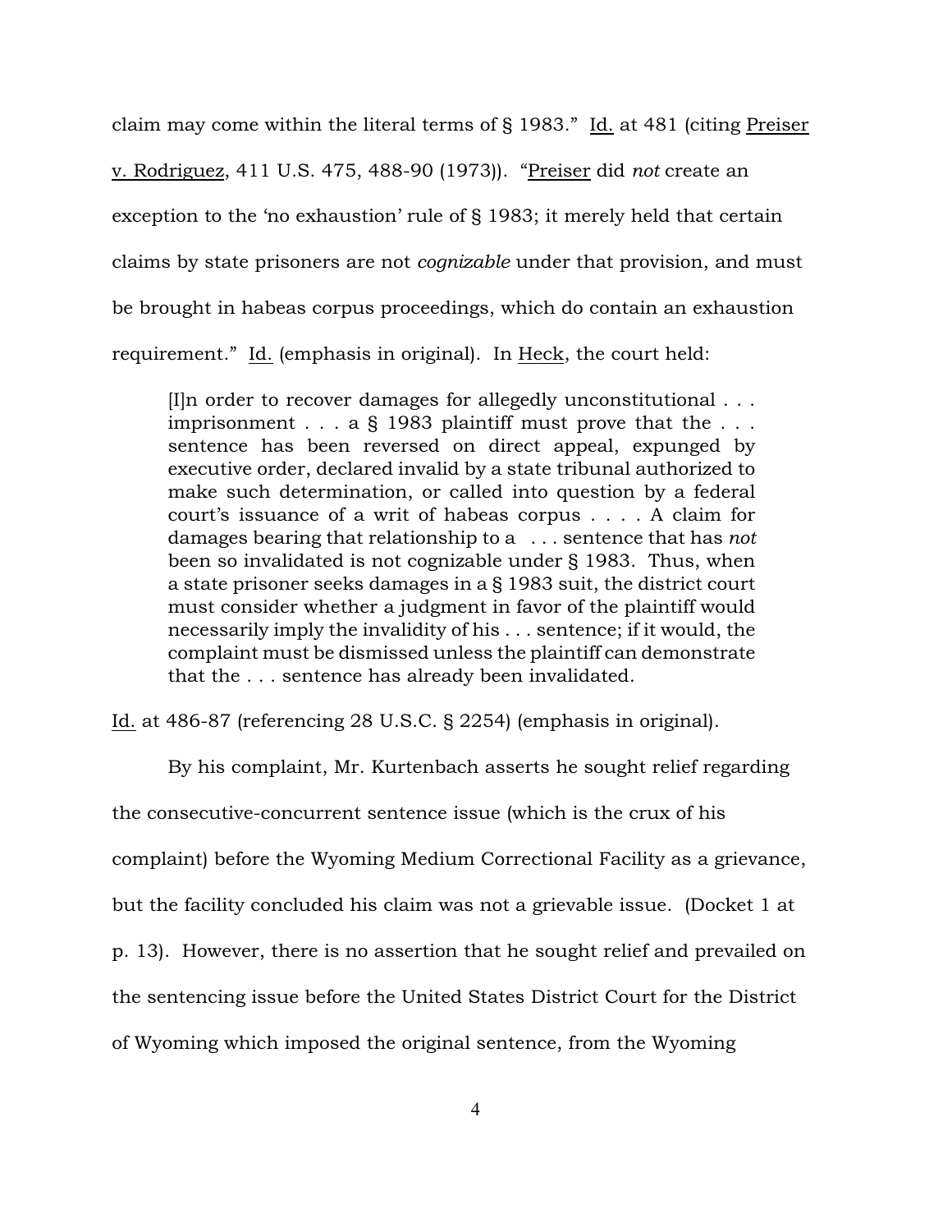claim may come within the literal terms of § 1983." Id. at 481 (citing Preiser v. Rodriguez, 411 U.S. 475, 488-90 (1973)). "Preiser did *not* create an exception to the 'no exhaustion' rule of § 1983; it merely held that certain claims by state prisoners are not *cognizable* under that provision, and must be brought in habeas corpus proceedings, which do contain an exhaustion requirement." Id. (emphasis in original). In Heck, the court held:

> [I]n order to recover damages for allegedly unconstitutional . . . imprisonment . . . a § 1983 plaintiff must prove that the . . . sentence has been reversed on direct appeal, expunged by executive order, declared invalid by a state tribunal authorized to make such determination, or called into question by a federal court's issuance of a writ of habeas corpus . . . . A claim for damages bearing that relationship to a . . . sentence that has *not* been so invalidated is not cognizable under § 1983. Thus, when a state prisoner seeks damages in a § 1983 suit, the district court must consider whether a judgment in favor of the plaintiff would necessarily imply the invalidity of his . . . sentence; if it would, the complaint must be dismissed unless the plaintiff can demonstrate that the . . . sentence has already been invalidated.

Id. at 486-87 (referencing 28 U.S.C. § 2254) (emphasis in original).

By his complaint, Mr. Kurtenbach asserts he sought relief regarding the consecutive-concurrent sentence issue (which is the crux of his complaint) before the Wyoming Medium Correctional Facility as a grievance, but the facility concluded his claim was not a grievable issue. (Docket 1 at p. 13). However, there is no assertion that he sought relief and prevailed on the sentencing issue before the United States District Court for the District of Wyoming which imposed the original sentence, from the Wyoming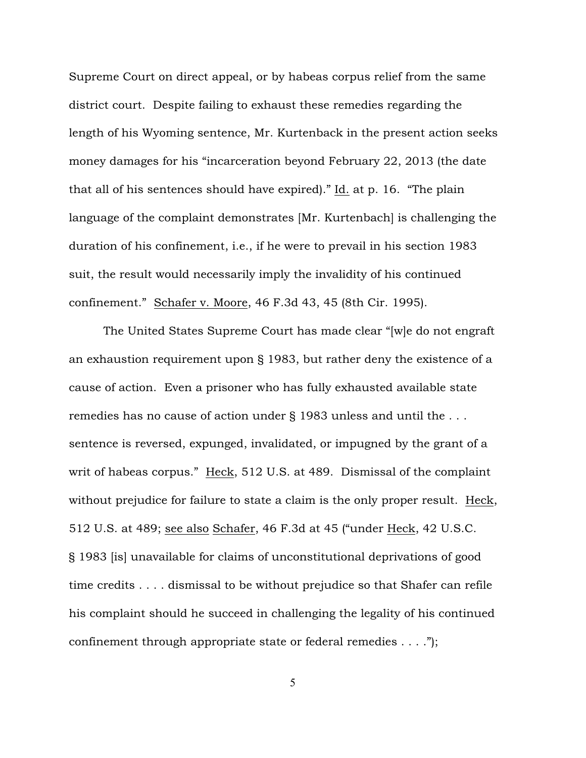Supreme Court on direct appeal, or by habeas corpus relief from the same district court. Despite failing to exhaust these remedies regarding the length of his Wyoming sentence, Mr. Kurtenback in the present action seeks money damages for his "incarceration beyond February 22, 2013 (the date that all of his sentences should have expired)." Id. at p. 16. "The plain language of the complaint demonstrates [Mr. Kurtenbach] is challenging the duration of his confinement, i.e., if he were to prevail in his section 1983 suit, the result would necessarily imply the invalidity of his continued confinement." Schafer v. Moore, 46 F.3d 43, 45 (8th Cir. 1995).

The United States Supreme Court has made clear "[w]e do not engraft an exhaustion requirement upon § 1983, but rather deny the existence of a cause of action. Even a prisoner who has fully exhausted available state remedies has no cause of action under § 1983 unless and until the . . . sentence is reversed, expunged, invalidated, or impugned by the grant of a writ of habeas corpus." Heck, 512 U.S. at 489. Dismissal of the complaint without prejudice for failure to state a claim is the only proper result. Heck, 512 U.S. at 489; see also Schafer, 46 F.3d at 45 ("under Heck, 42 U.S.C. § 1983 [is] unavailable for claims of unconstitutional deprivations of good time credits . . . . dismissal to be without prejudice so that Shafer can refile his complaint should he succeed in challenging the legality of his continued confinement through appropriate state or federal remedies . . . .");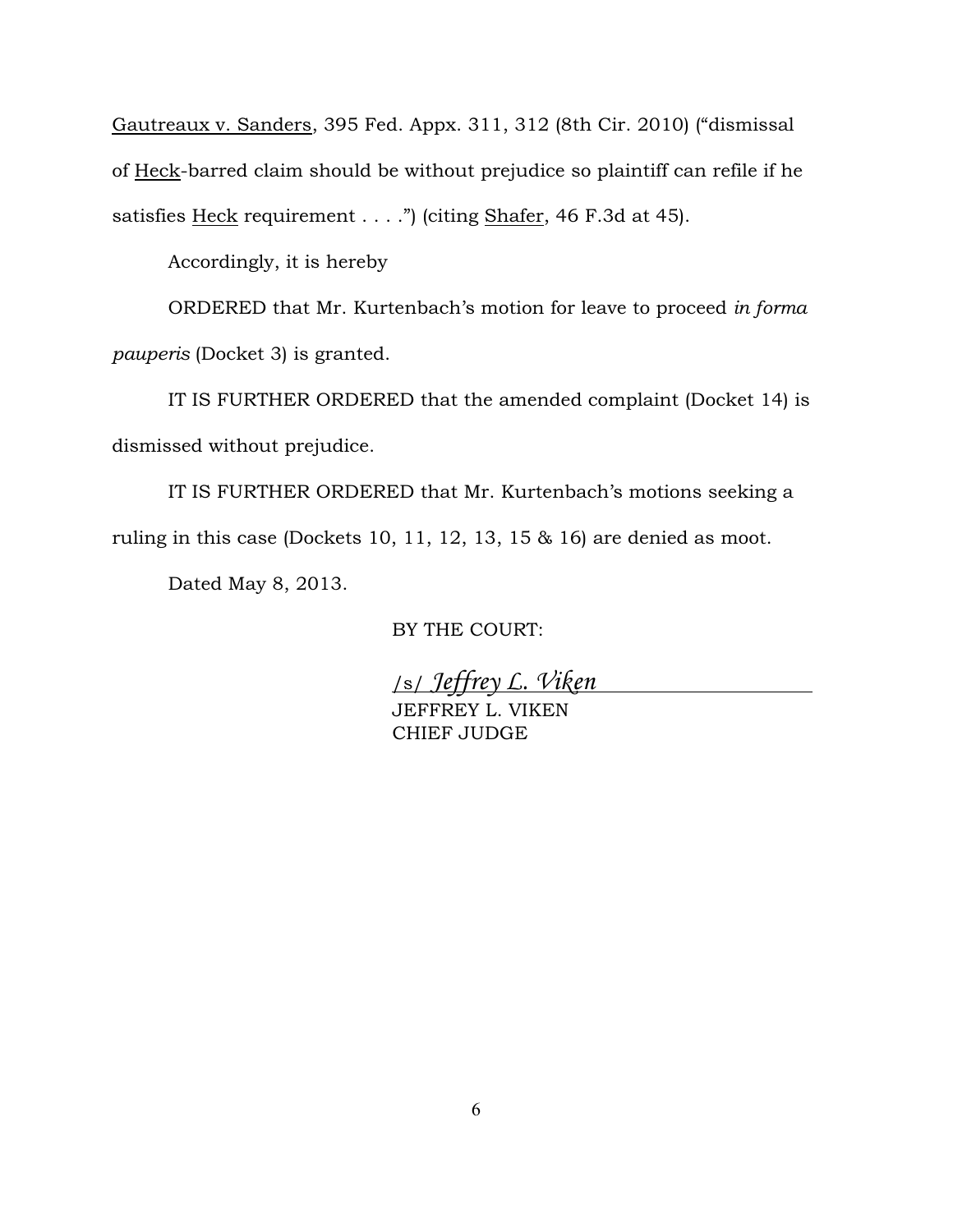Gautreaux v. Sanders, 395 Fed. Appx. 311, 312 (8th Cir. 2010) ("dismissal of Heck-barred claim should be without prejudice so plaintiff can refile if he satisfies Heck requirement . . . .") (citing Shafer, 46 F.3d at 45).

Accordingly, it is hereby

ORDERED that Mr. Kurtenbach's motion for leave to proceed *in forma pauperis* (Docket 3) is granted.

IT IS FURTHER ORDERED that the amended complaint (Docket 14) is dismissed without prejudice.

IT IS FURTHER ORDERED that Mr. Kurtenbach's motions seeking a ruling in this case (Dockets 10, 11, 12, 13, 15 & 16) are denied as moot.

Dated May 8, 2013.

BY THE COURT:

/s/ *Jeffrey L. Viken*
JEFFREY L. VIKEN
CHIEF JUDGE